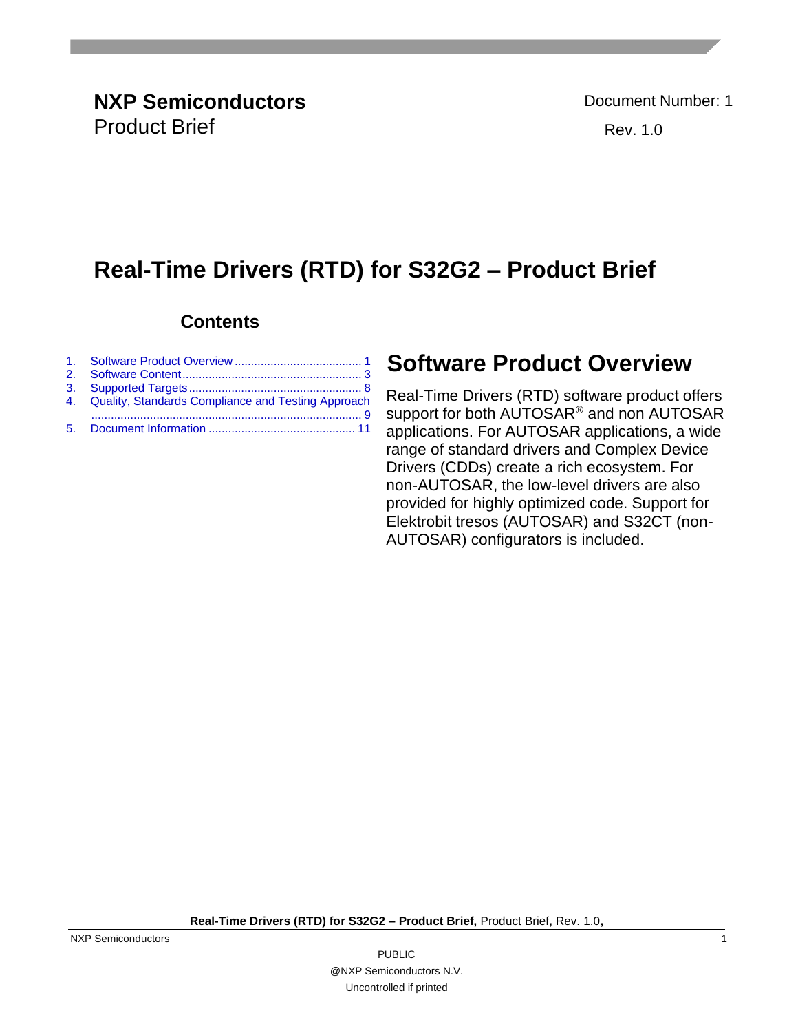**NXP Semiconductors**
Product Brief

Document Number: 1
Rev. 1.0

# Real-Time Drivers (RTD) for S32G2 – Product Brief

## Contents

1. Software Product Overview ....................................... 1
2. Software Content ....................................... 3
3. Supported Targets ....................................... 8
4. Quality, Standards Compliance and Testing Approach ....................................... 9
5. Document Information ....................................... 11

## Software Product Overview

Real-Time Drivers (RTD) software product offers support for both AUTOSAR® and non AUTOSAR applications. For AUTOSAR applications, a wide range of standard drivers and Complex Device Drivers (CDDs) create a rich ecosystem. For non-AUTOSAR, the low-level drivers are also provided for highly optimized code. Support for Elektrobit tresos (AUTOSAR) and S32CT (non-AUTOSAR) configurators is included.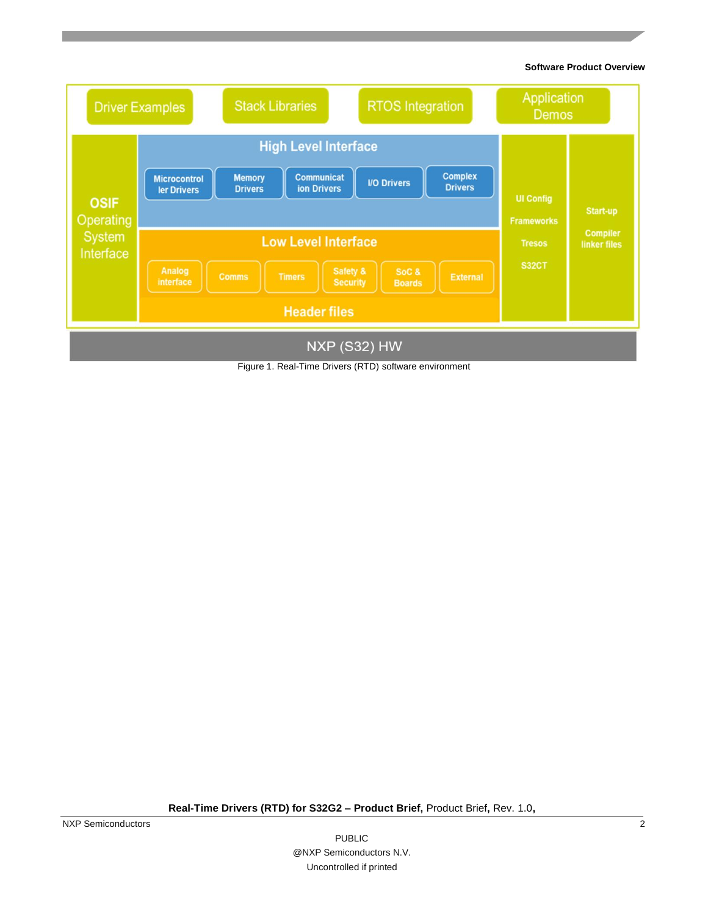Driver Examples | Stack Libraries | RTOS Integration | Application Demos

OSIF Operating System Interface

High Level Interface

- Microcontroller Drivers
- Memory Drivers
- Communication Drivers
- I/O Drivers
- Complex Drivers

Low Level Interface

- Analog interface
- Comms
- Timers
- Safety & Security
- SoC & Boards
- External

Header files

UI Config Frameworks: Tresos, S32CT

Start-up, Compiler linker files

NXP (S32) HW

Figure 1. Real-Time Drivers (RTD) software environment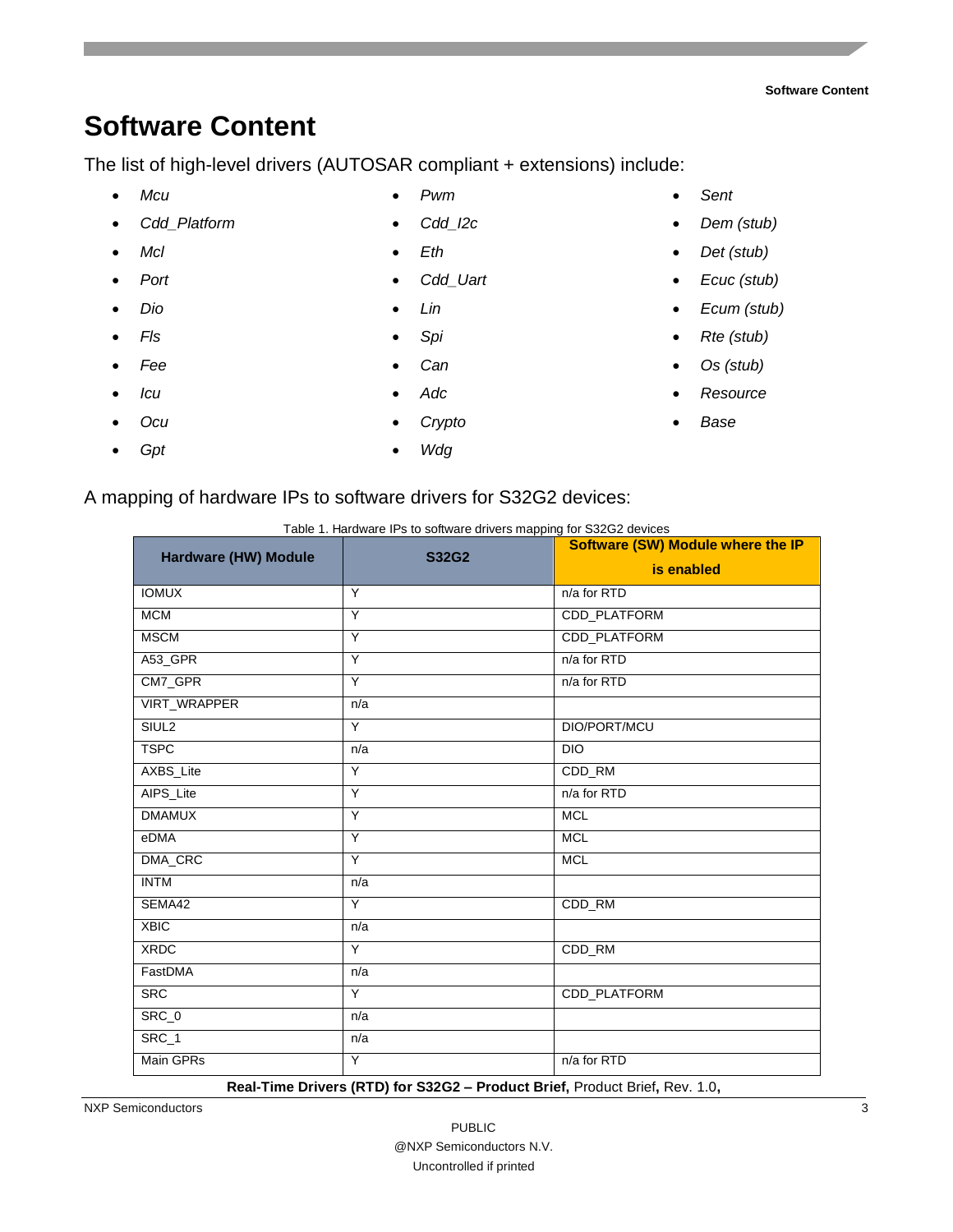# Software Content

The list of high-level drivers (AUTOSAR compliant + extensions) include:

- *Mcu*
- *Cdd_Platform*
- *Mcl*
- *Port*
- *Dio*
- *Fls*
- *Fee*
- *Icu*
- *Ocu*
- *Gpt*
- *Pwm*
- *Cdd_I2c*
- *Eth*
- *Cdd_Uart*
- *Lin*
- *Spi*
- *Can*
- *Adc*
- *Crypto*
- *Wdg*
- *Sent*
- *Dem (stub)*
- *Det (stub)*
- *Ecuc (stub)*
- *Ecum (stub)*
- *Rte (stub)*
- *Os (stub)*
- *Resource*
- *Base*

A mapping of hardware IPs to software drivers for S32G2 devices:

Table 1. Hardware IPs to software drivers mapping for S32G2 devices

| Hardware (HW) Module | S32G2 | Software (SW) Module where the IP is enabled |
|---|---|---|
| IOMUX | Y | n/a for RTD |
| MCM | Y | CDD_PLATFORM |
| MSCM | Y | CDD_PLATFORM |
| A53_GPR | Y | n/a for RTD |
| CM7_GPR | Y | n/a for RTD |
| VIRT_WRAPPER | n/a | |
| SIUL2 | Y | DIO/PORT/MCU |
| TSPC | n/a | DIO |
| AXBS_Lite | Y | CDD_RM |
| AIPS_Lite | Y | n/a for RTD |
| DMAMUX | Y | MCL |
| eDMA | Y | MCL |
| DMA_CRC | Y | MCL |
| INTM | n/a | |
| SEMA42 | Y | CDD_RM |
| XBIC | n/a | |
| XRDC | Y | CDD_RM |
| FastDMA | n/a | |
| SRC | Y | CDD_PLATFORM |
| SRC_0 | n/a | |
| SRC_1 | n/a | |
| Main GPRs | Y | n/a for RTD |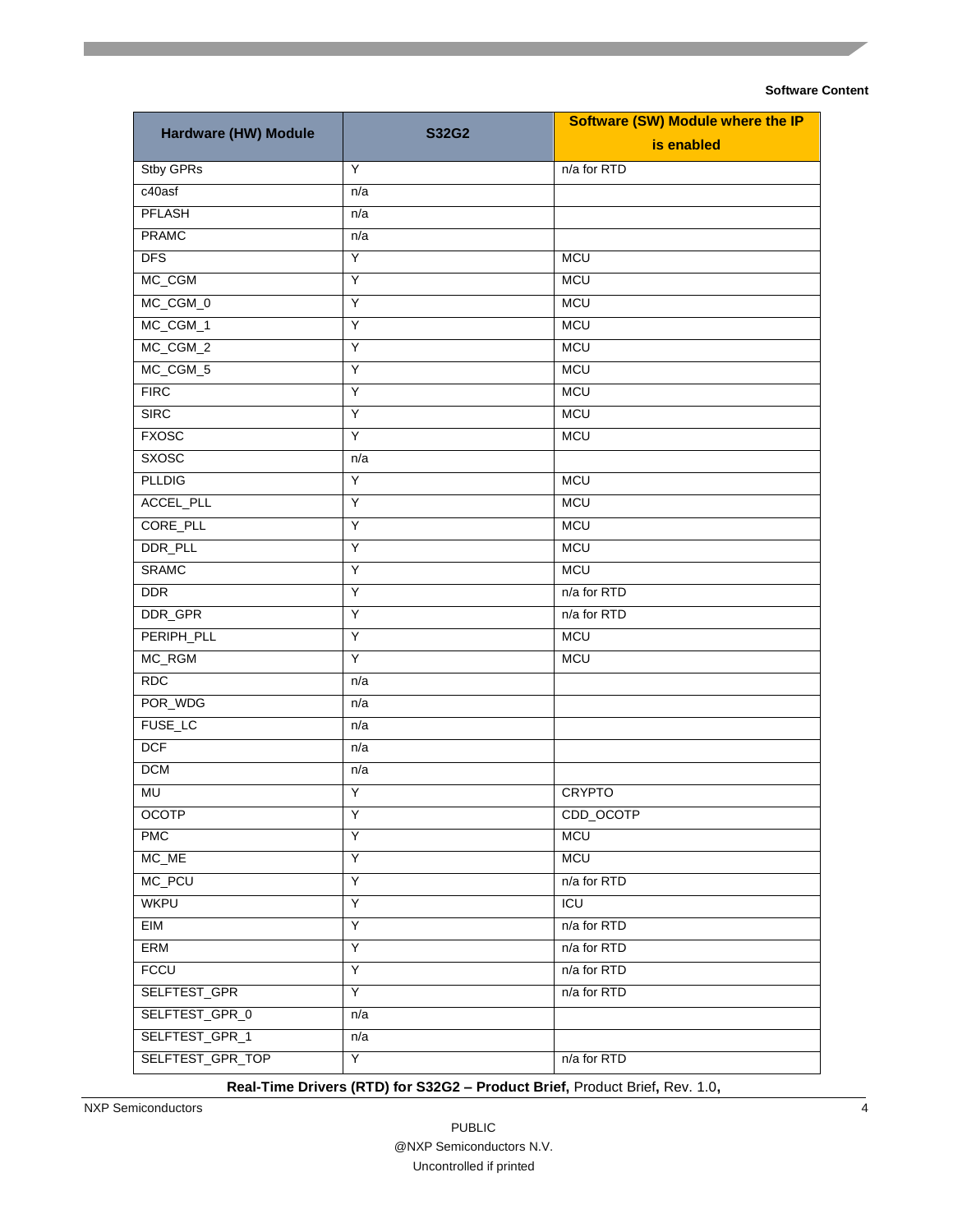| Hardware (HW) Module | S32G2 | Software (SW) Module where the IP is enabled |
|---|---|---|
| Stby GPRs | Y | n/a for RTD |
| c40asf | n/a | |
| PFLASH | n/a | |
| PRAMC | n/a | |
| DFS | Y | MCU |
| MC_CGM | Y | MCU |
| MC_CGM_0 | Y | MCU |
| MC_CGM_1 | Y | MCU |
| MC_CGM_2 | Y | MCU |
| MC_CGM_5 | Y | MCU |
| FIRC | Y | MCU |
| SIRC | Y | MCU |
| FXOSC | Y | MCU |
| SXOSC | n/a | |
| PLLDIG | Y | MCU |
| ACCEL_PLL | Y | MCU |
| CORE_PLL | Y | MCU |
| DDR_PLL | Y | MCU |
| SRAMC | Y | MCU |
| DDR | Y | n/a for RTD |
| DDR_GPR | Y | n/a for RTD |
| PERIPH_PLL | Y | MCU |
| MC_RGM | Y | MCU |
| RDC | n/a | |
| POR_WDG | n/a | |
| FUSE_LC | n/a | |
| DCF | n/a | |
| DCM | n/a | |
| MU | Y | CRYPTO |
| OCOTP | Y | CDD_OCOTP |
| PMC | Y | MCU |
| MC_ME | Y | MCU |
| MC_PCU | Y | n/a for RTD |
| WKPU | Y | ICU |
| EIM | Y | n/a for RTD |
| ERM | Y | n/a for RTD |
| FCCU | Y | n/a for RTD |
| SELFTEST_GPR | Y | n/a for RTD |
| SELFTEST_GPR_0 | n/a | |
| SELFTEST_GPR_1 | n/a | |
| SELFTEST_GPR_TOP | Y | n/a for RTD |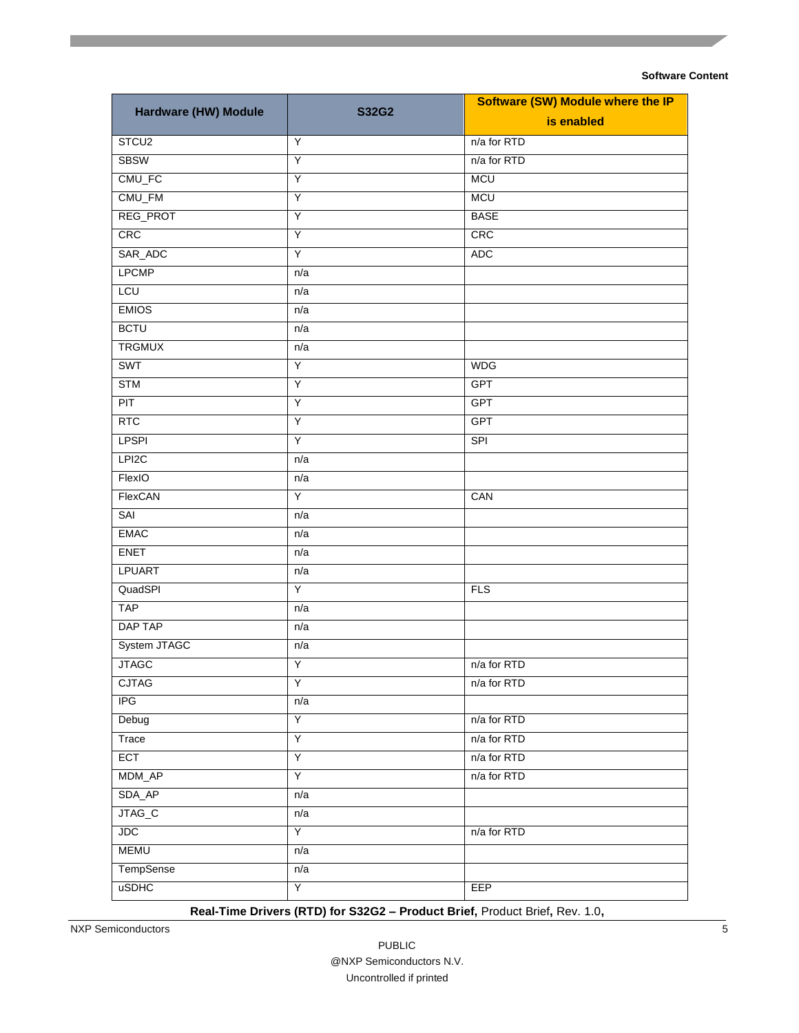| Hardware (HW) Module | S32G2 | Software (SW) Module where the IP is enabled |
|---|---|---|
| STCU2 | Y | n/a for RTD |
| SBSW | Y | n/a for RTD |
| CMU_FC | Y | MCU |
| CMU_FM | Y | MCU |
| REG_PROT | Y | BASE |
| CRC | Y | CRC |
| SAR_ADC | Y | ADC |
| LPCMP | n/a | |
| LCU | n/a | |
| EMIOS | n/a | |
| BCTU | n/a | |
| TRGMUX | n/a | |
| SWT | Y | WDG |
| STM | Y | GPT |
| PIT | Y | GPT |
| RTC | Y | GPT |
| LPSPI | Y | SPI |
| LPI2C | n/a | |
| FlexIO | n/a | |
| FlexCAN | Y | CAN |
| SAI | n/a | |
| EMAC | n/a | |
| ENET | n/a | |
| LPUART | n/a | |
| QuadSPI | Y | FLS |
| TAP | n/a | |
| DAP TAP | n/a | |
| System JTAGC | n/a | |
| JTAGC | Y | n/a for RTD |
| CJTAG | Y | n/a for RTD |
| IPG | n/a | |
| Debug | Y | n/a for RTD |
| Trace | Y | n/a for RTD |
| ECT | Y | n/a for RTD |
| MDM_AP | Y | n/a for RTD |
| SDA_AP | n/a | |
| JTAG_C | n/a | |
| JDC | Y | n/a for RTD |
| MEMU | n/a | |
| TempSense | n/a | |
| uSDHC | Y | EEP |

PUBLIC
@NXP Semiconductors N.V.
Uncontrolled if printed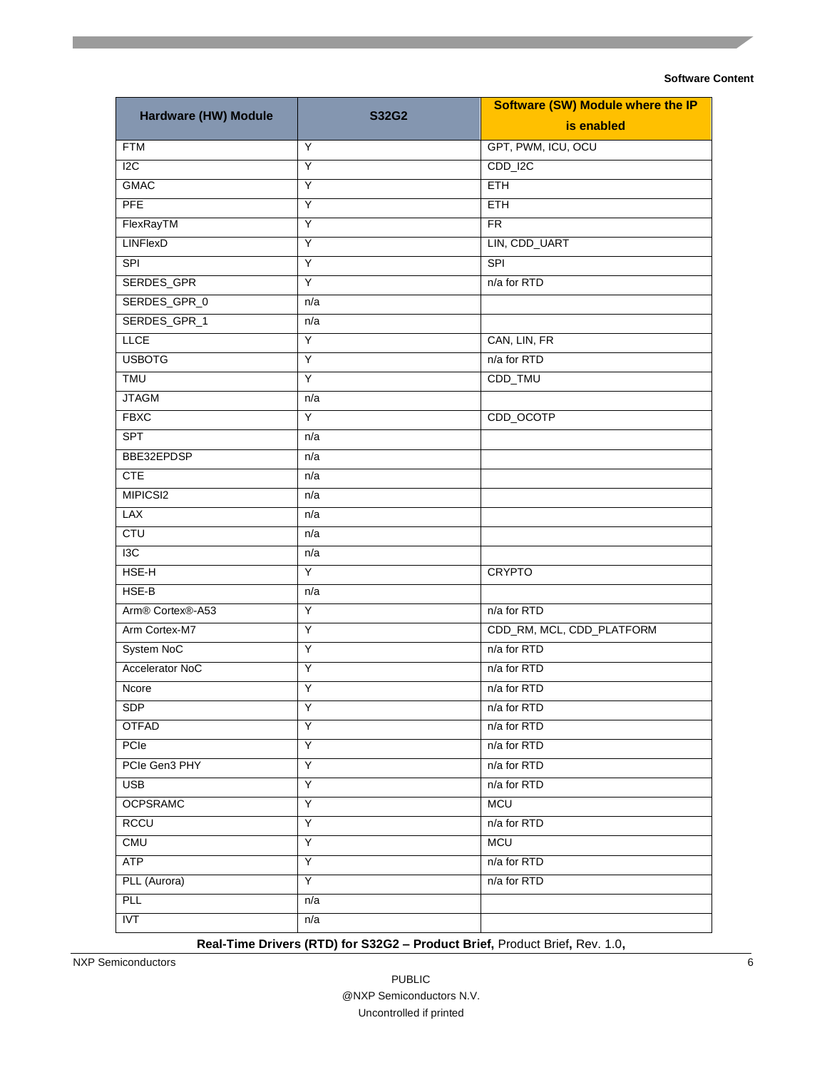| Hardware (HW) Module | S32G2 | Software (SW) Module where the IP is enabled |
|---|---|---|
| FTM | Y | GPT, PWM, ICU, OCU |
| I2C | Y | CDD_I2C |
| GMAC | Y | ETH |
| PFE | Y | ETH |
| FlexRayTM | Y | FR |
| LINFlexD | Y | LIN, CDD_UART |
| SPI | Y | SPI |
| SERDES_GPR | Y | n/a for RTD |
| SERDES_GPR_0 | n/a | |
| SERDES_GPR_1 | n/a | |
| LLCE | Y | CAN, LIN, FR |
| USBOTG | Y | n/a for RTD |
| TMU | Y | CDD_TMU |
| JTAGM | n/a | |
| FBXC | Y | CDD_OCOTP |
| SPT | n/a | |
| BBE32EPDSP | n/a | |
| CTE | n/a | |
| MIPICSI2 | n/a | |
| LAX | n/a | |
| CTU | n/a | |
| I3C | n/a | |
| HSE-H | Y | CRYPTO |
| HSE-B | n/a | |
| Arm® Cortex®-A53 | Y | n/a for RTD |
| Arm Cortex-M7 | Y | CDD_RM, MCL, CDD_PLATFORM |
| System NoC | Y | n/a for RTD |
| Accelerator NoC | Y | n/a for RTD |
| Ncore | Y | n/a for RTD |
| SDP | Y | n/a for RTD |
| OTFAD | Y | n/a for RTD |
| PCIe | Y | n/a for RTD |
| PCIe Gen3 PHY | Y | n/a for RTD |
| USB | Y | n/a for RTD |
| OCPSRAMC | Y | MCU |
| RCCU | Y | n/a for RTD |
| CMU | Y | MCU |
| ATP | Y | n/a for RTD |
| PLL (Aurora) | Y | n/a for RTD |
| PLL | n/a | |
| IVT | n/a | |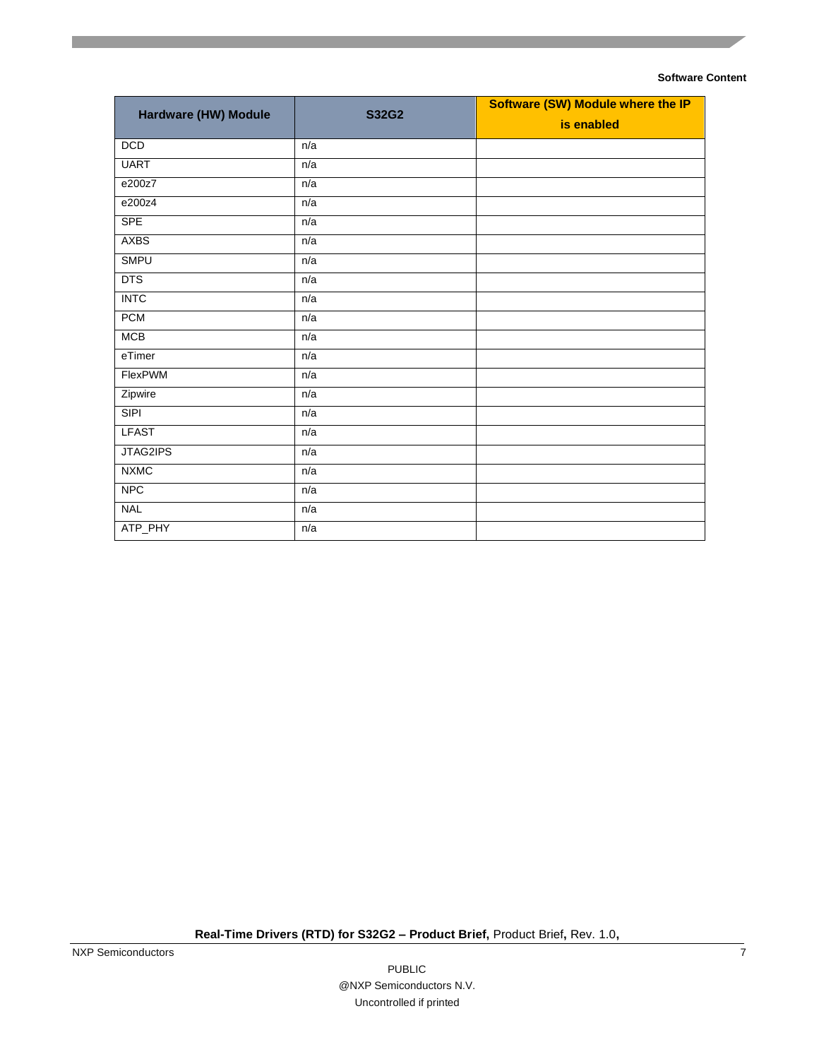| Hardware (HW) Module | S32G2 | Software (SW) Module where the IP is enabled |
| --- | --- | --- |
| DCD | n/a | |
| UART | n/a | |
| e200z7 | n/a | |
| e200z4 | n/a | |
| SPE | n/a | |
| AXBS | n/a | |
| SMPU | n/a | |
| DTS | n/a | |
| INTC | n/a | |
| PCM | n/a | |
| MCB | n/a | |
| eTimer | n/a | |
| FlexPWM | n/a | |
| Zipwire | n/a | |
| SIPI | n/a | |
| LFAST | n/a | |
| JTAG2IPS | n/a | |
| NXMC | n/a | |
| NPC | n/a | |
| NAL | n/a | |
| ATP_PHY | n/a | |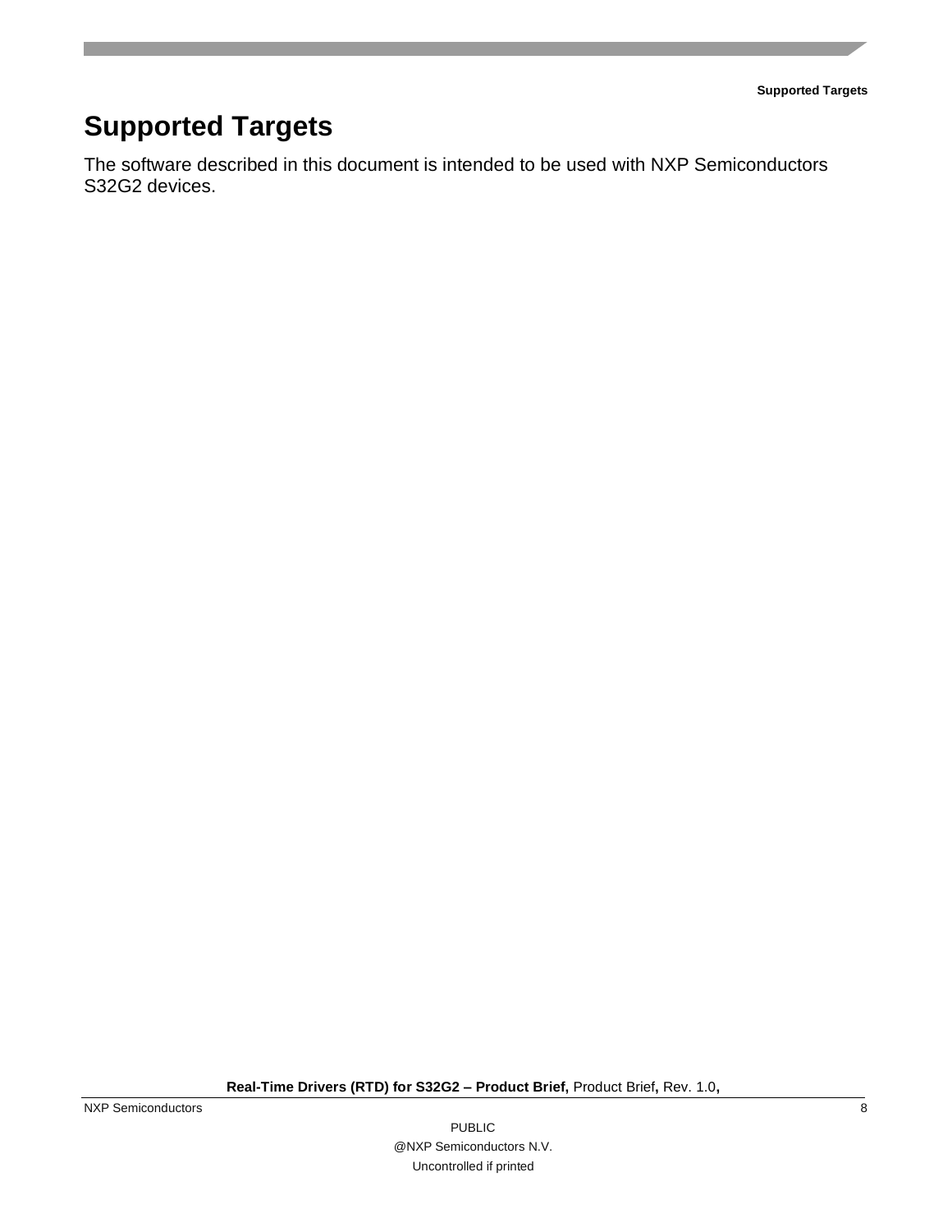# Supported Targets

The software described in this document is intended to be used with NXP Semiconductors S32G2 devices.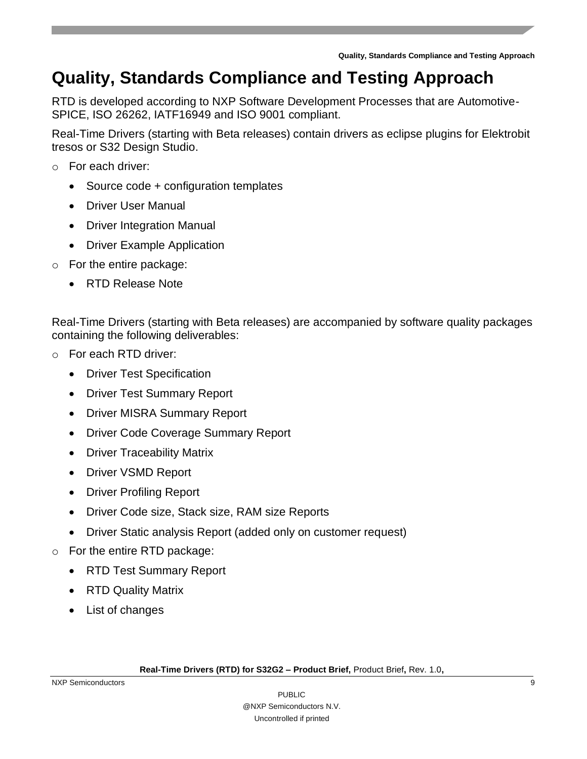# Quality, Standards Compliance and Testing Approach

RTD is developed according to NXP Software Development Processes that are Automotive-SPICE, ISO 26262, IATF16949 and ISO 9001 compliant.

Real-Time Drivers (starting with Beta releases) contain drivers as eclipse plugins for Elektrobit tresos or S32 Design Studio.

- For each driver:
  - Source code + configuration templates
  - Driver User Manual
  - Driver Integration Manual
  - Driver Example Application
- For the entire package:
  - RTD Release Note

Real-Time Drivers (starting with Beta releases) are accompanied by software quality packages containing the following deliverables:

- For each RTD driver:
  - Driver Test Specification
  - Driver Test Summary Report
  - Driver MISRA Summary Report
  - Driver Code Coverage Summary Report
  - Driver Traceability Matrix
  - Driver VSMD Report
  - Driver Profiling Report
  - Driver Code size, Stack size, RAM size Reports
  - Driver Static analysis Report (added only on customer request)
- For the entire RTD package:
  - RTD Test Summary Report
  - RTD Quality Matrix
  - List of changes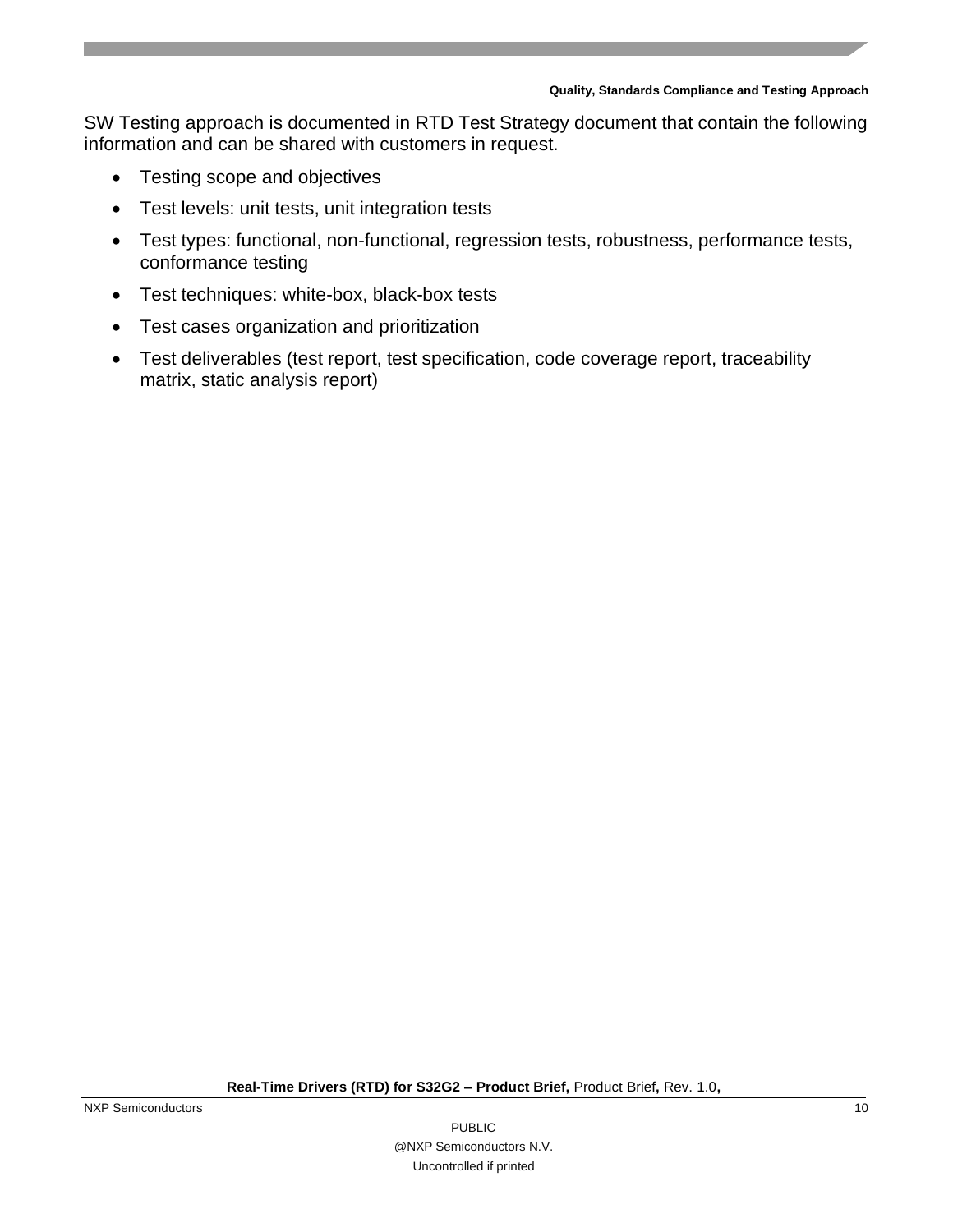SW Testing approach is documented in RTD Test Strategy document that contain the following information and can be shared with customers in request.

- Testing scope and objectives
- Test levels: unit tests, unit integration tests
- Test types: functional, non-functional, regression tests, robustness, performance tests, conformance testing
- Test techniques: white-box, black-box tests
- Test cases organization and prioritization
- Test deliverables (test report, test specification, code coverage report, traceability matrix, static analysis report)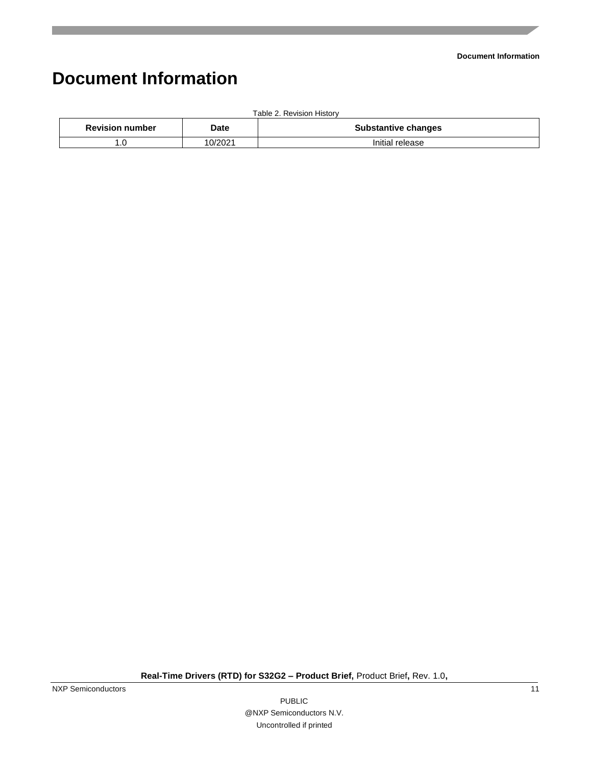# Document Information

Table 2. Revision History

| Revision number | Date | Substantive changes |
|---|---|---|
| 1.0 | 10/2021 | Initial release |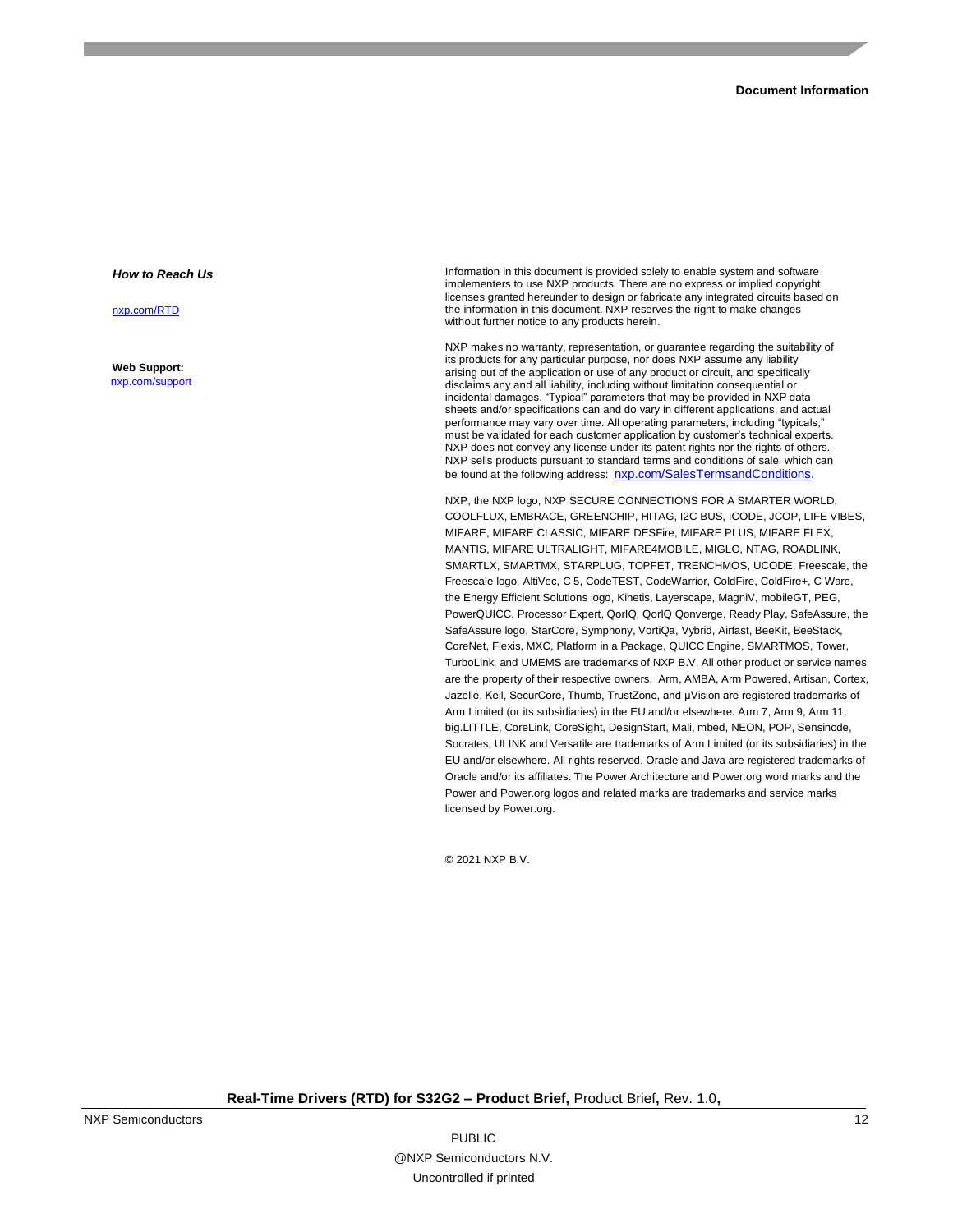**Document Information**

***How to Reach Us***

nxp.com/RTD

**Web Support:**
nxp.com/support

Information in this document is provided solely to enable system and software implementers to use NXP products. There are no express or implied copyright licenses granted hereunder to design or fabricate any integrated circuits based on the information in this document. NXP reserves the right to make changes without further notice to any products herein.

NXP makes no warranty, representation, or guarantee regarding the suitability of its products for any particular purpose, nor does NXP assume any liability arising out of the application or use of any product or circuit, and specifically disclaims any and all liability, including without limitation consequential or incidental damages. "Typical" parameters that may be provided in NXP data sheets and/or specifications can and do vary in different applications, and actual performance may vary over time. All operating parameters, including "typicals," must be validated for each customer application by customer's technical experts. NXP does not convey any license under its patent rights nor the rights of others. NXP sells products pursuant to standard terms and conditions of sale, which can be found at the following address: nxp.com/SalesTermsandConditions.

NXP, the NXP logo, NXP SECURE CONNECTIONS FOR A SMARTER WORLD, COOLFLUX, EMBRACE, GREENCHIP, HITAG, I2C BUS, ICODE, JCOP, LIFE VIBES, MIFARE, MIFARE CLASSIC, MIFARE DESFire, MIFARE PLUS, MIFARE FLEX, MANTIS, MIFARE ULTRALIGHT, MIFARE4MOBILE, MIGLO, NTAG, ROADLINK, SMARTLX, SMARTMX, STARPLUG, TOPFET, TRENCHMOS, UCODE, Freescale, the Freescale logo, AltiVec, C 5, CodeTEST, CodeWarrior, ColdFire, ColdFire+, C Ware, the Energy Efficient Solutions logo, Kinetis, Layerscape, MagniV, mobileGT, PEG, PowerQUICC, Processor Expert, QorIQ, QorIQ Qonverge, Ready Play, SafeAssure, the SafeAssure logo, StarCore, Symphony, VortiQa, Vybrid, Airfast, BeeKit, BeeStack, CoreNet, Flexis, MXC, Platform in a Package, QUICC Engine, SMARTMOS, Tower, TurboLink, and UMEMS are trademarks of NXP B.V. All other product or service names are the property of their respective owners. Arm, AMBA, Arm Powered, Artisan, Cortex, Jazelle, Keil, SecurCore, Thumb, TrustZone, and μVision are registered trademarks of Arm Limited (or its subsidiaries) in the EU and/or elsewhere. Arm 7, Arm 9, Arm 11, big.LITTLE, CoreLink, CoreSight, DesignStart, Mali, mbed, NEON, POP, Sensinode, Socrates, ULINK and Versatile are trademarks of Arm Limited (or its subsidiaries) in the EU and/or elsewhere. All rights reserved. Oracle and Java are registered trademarks of Oracle and/or its affiliates. The Power Architecture and Power.org word marks and the Power and Power.org logos and related marks are trademarks and service marks licensed by Power.org.

© 2021 NXP B.V.